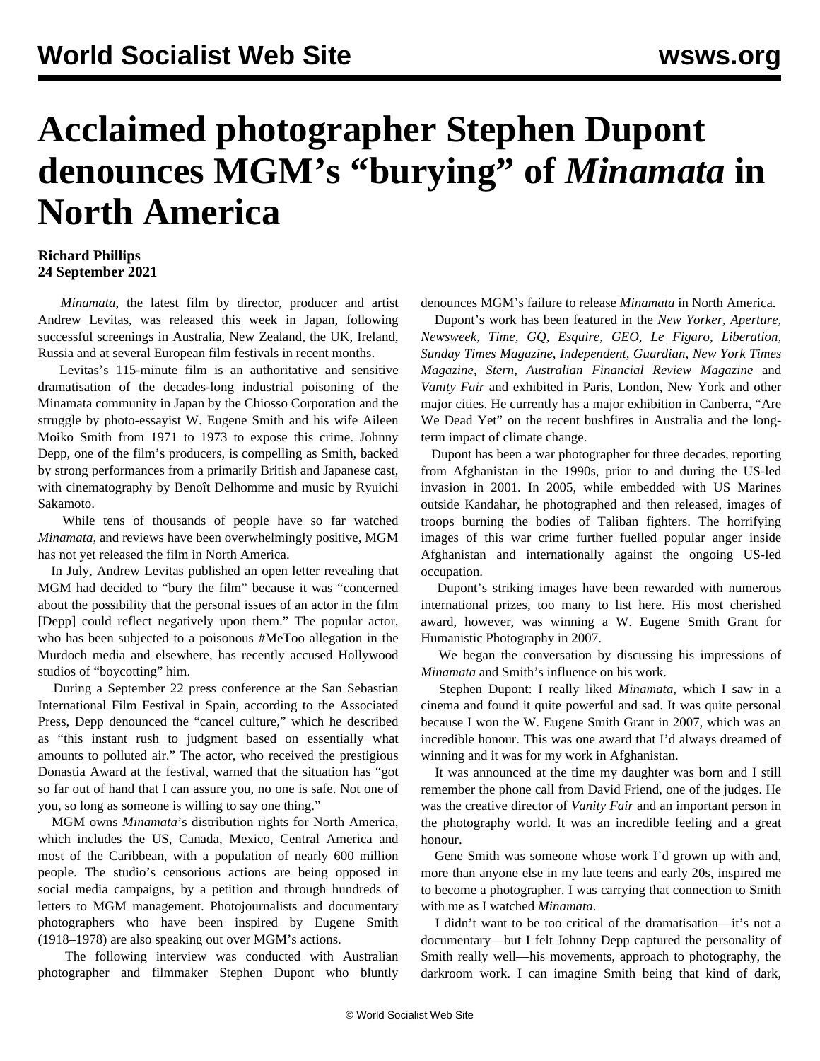# Acclaimed photographer Stephen Dupont denounces MGM's "burying" of *Minamata* in North America

**Richard Phillips**
**24 September 2021**

*Minamata*, the latest film by director, producer and artist Andrew Levitas, was released this week in Japan, following successful screenings in Australia, New Zealand, the UK, Ireland, Russia and at several European film festivals in recent months.

Levitas's 115-minute film is an authoritative and sensitive dramatisation of the decades-long industrial poisoning of the Minamata community in Japan by the Chiosso Corporation and the struggle by photo-essayist W. Eugene Smith and his wife Aileen Moiko Smith from 1971 to 1973 to expose this crime. Johnny Depp, one of the film's producers, is compelling as Smith, backed by strong performances from a primarily British and Japanese cast, with cinematography by Benoît Delhomme and music by Ryuichi Sakamoto.

While tens of thousands of people have so far watched *Minamata*, and reviews have been overwhelmingly positive, MGM has not yet released the film in North America.

In July, Andrew Levitas published an open letter revealing that MGM had decided to "bury the film" because it was "concerned about the possibility that the personal issues of an actor in the film [Depp] could reflect negatively upon them." The popular actor, who has been subjected to a poisonous #MeToo allegation in the Murdoch media and elsewhere, has recently accused Hollywood studios of "boycotting" him.

During a September 22 press conference at the San Sebastian International Film Festival in Spain, according to the Associated Press, Depp denounced the "cancel culture," which he described as "this instant rush to judgment based on essentially what amounts to polluted air." The actor, who received the prestigious Donastia Award at the festival, warned that the situation has "got so far out of hand that I can assure you, no one is safe. Not one of you, so long as someone is willing to say one thing."

MGM owns *Minamata*'s distribution rights for North America, which includes the US, Canada, Mexico, Central America and most of the Caribbean, with a population of nearly 600 million people. The studio's censorious actions are being opposed in social media campaigns, by a petition and through hundreds of letters to MGM management. Photojournalists and documentary photographers who have been inspired by Eugene Smith (1918–1978) are also speaking out over MGM's actions.

The following interview was conducted with Australian photographer and filmmaker Stephen Dupont who bluntly denounces MGM's failure to release *Minamata* in North America.

Dupont's work has been featured in the *New Yorker, Aperture, Newsweek, Time, GQ, Esquire, GEO, Le Figaro, Liberation, Sunday Times Magazine, Independent, Guardian, New York Times Magazine, Stern, Australian Financial Review Magazine* and *Vanity Fair* and exhibited in Paris, London, New York and other major cities. He currently has a major exhibition in Canberra, "Are We Dead Yet" on the recent bushfires in Australia and the long-term impact of climate change.

Dupont has been a war photographer for three decades, reporting from Afghanistan in the 1990s, prior to and during the US-led invasion in 2001. In 2005, while embedded with US Marines outside Kandahar, he photographed and then released, images of troops burning the bodies of Taliban fighters. The horrifying images of this war crime further fuelled popular anger inside Afghanistan and internationally against the ongoing US-led occupation.

Dupont's striking images have been rewarded with numerous international prizes, too many to list here. His most cherished award, however, was winning a W. Eugene Smith Grant for Humanistic Photography in 2007.

We began the conversation by discussing his impressions of *Minamata* and Smith's influence on his work.

Stephen Dupont: I really liked *Minamata*, which I saw in a cinema and found it quite powerful and sad. It was quite personal because I won the W. Eugene Smith Grant in 2007, which was an incredible honour. This was one award that I'd always dreamed of winning and it was for my work in Afghanistan.

It was announced at the time my daughter was born and I still remember the phone call from David Friend, one of the judges. He was the creative director of *Vanity Fair* and an important person in the photography world. It was an incredible feeling and a great honour.

Gene Smith was someone whose work I'd grown up with and, more than anyone else in my late teens and early 20s, inspired me to become a photographer. I was carrying that connection to Smith with me as I watched *Minamata*.

I didn't want to be too critical of the dramatisation—it's not a documentary—but I felt Johnny Depp captured the personality of Smith really well—his movements, approach to photography, the darkroom work. I can imagine Smith being that kind of dark,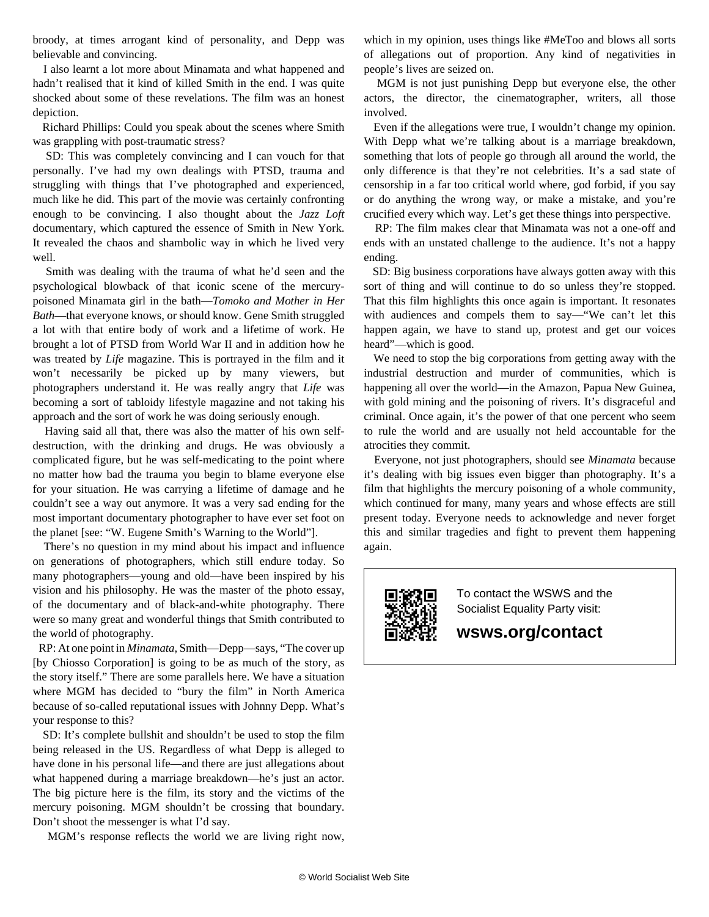broody, at times arrogant kind of personality, and Depp was believable and convincing.

I also learnt a lot more about Minamata and what happened and hadn't realised that it kind of killed Smith in the end. I was quite shocked about some of these revelations. The film was an honest depiction.

Richard Phillips: Could you speak about the scenes where Smith was grappling with post-traumatic stress?

SD: This was completely convincing and I can vouch for that personally. I've had my own dealings with PTSD, trauma and struggling with things that I've photographed and experienced, much like he did. This part of the movie was certainly confronting enough to be convincing. I also thought about the *Jazz Loft* documentary, which captured the essence of Smith in New York. It revealed the chaos and shambolic way in which he lived very well.

Smith was dealing with the trauma of what he'd seen and the psychological blowback of that iconic scene of the mercury-poisoned Minamata girl in the bath—*Tomoko and Mother in Her Bath*—that everyone knows, or should know. Gene Smith struggled a lot with that entire body of work and a lifetime of work. He brought a lot of PTSD from World War II and in addition how he was treated by *Life* magazine. This is portrayed in the film and it won't necessarily be picked up by many viewers, but photographers understand it. He was really angry that *Life* was becoming a sort of tabloidy lifestyle magazine and not taking his approach and the sort of work he was doing seriously enough.

Having said all that, there was also the matter of his own self-destruction, with the drinking and drugs. He was obviously a complicated figure, but he was self-medicating to the point where no matter how bad the trauma you begin to blame everyone else for your situation. He was carrying a lifetime of damage and he couldn't see a way out anymore. It was a very sad ending for the most important documentary photographer to have ever set foot on the planet [see: "W. Eugene Smith's Warning to the World"].

There's no question in my mind about his impact and influence on generations of photographers, which still endure today. So many photographers—young and old—have been inspired by his vision and his philosophy. He was the master of the photo essay, of the documentary and of black-and-white photography. There were so many great and wonderful things that Smith contributed to the world of photography.

RP: At one point in *Minamata*, Smith—Depp—says, "The cover up [by Chiosso Corporation] is going to be as much of the story, as the story itself." There are some parallels here. We have a situation where MGM has decided to "bury the film" in North America because of so-called reputational issues with Johnny Depp. What's your response to this?

SD: It's complete bullshit and shouldn't be used to stop the film being released in the US. Regardless of what Depp is alleged to have done in his personal life—and there are just allegations about what happened during a marriage breakdown—he's just an actor. The big picture here is the film, its story and the victims of the mercury poisoning. MGM shouldn't be crossing that boundary. Don't shoot the messenger is what I'd say.

MGM's response reflects the world we are living right now, which in my opinion, uses things like #MeToo and blows all sorts of allegations out of proportion. Any kind of negativities in people's lives are seized on.

MGM is not just punishing Depp but everyone else, the other actors, the director, the cinematographer, writers, all those involved.

Even if the allegations were true, I wouldn't change my opinion. With Depp what we're talking about is a marriage breakdown, something that lots of people go through all around the world, the only difference is that they're not celebrities. It's a sad state of censorship in a far too critical world where, god forbid, if you say or do anything the wrong way, or make a mistake, and you're crucified every which way. Let's get these things into perspective.

RP: The film makes clear that Minamata was not a one-off and ends with an unstated challenge to the audience. It's not a happy ending.

SD: Big business corporations have always gotten away with this sort of thing and will continue to do so unless they're stopped. That this film highlights this once again is important. It resonates with audiences and compels them to say—"We can't let this happen again, we have to stand up, protest and get our voices heard"—which is good.

We need to stop the big corporations from getting away with the industrial destruction and murder of communities, which is happening all over the world—in the Amazon, Papua New Guinea, with gold mining and the poisoning of rivers. It's disgraceful and criminal. Once again, it's the power of that one percent who seem to rule the world and are usually not held accountable for the atrocities they commit.

Everyone, not just photographers, should see *Minamata* because it's dealing with big issues even bigger than photography. It's a film that highlights the mercury poisoning of a whole community, which continued for many, many years and whose effects are still present today. Everyone needs to acknowledge and never forget this and similar tragedies and fight to prevent them happening again.

To contact the WSWS and the Socialist Equality Party visit:

**wsws.org/contact**